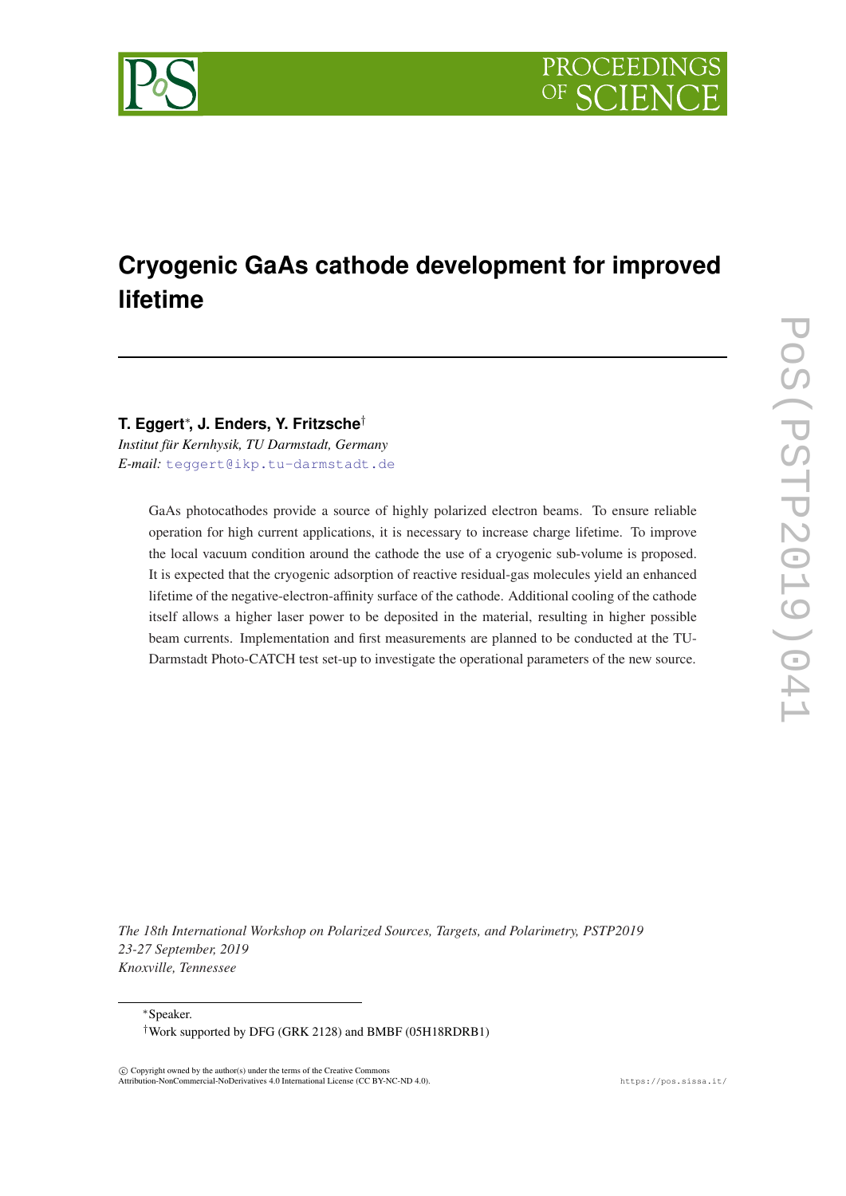# Cryogenic GaAs cathode development for improved lifetime

**T. Eggert**[*]**, J. Enders, Y. Fritzsche**[†]

*Institut für Kernhysik, TU Darmstadt, Germany*

*E-mail:* teggert@ikp.tu-darmstadt.de

GaAs photocathodes provide a source of highly polarized electron beams. To ensure reliable operation for high current applications, it is necessary to increase charge lifetime. To improve the local vacuum condition around the cathode the use of a cryogenic sub-volume is proposed. It is expected that the cryogenic adsorption of reactive residual-gas molecules yield an enhanced lifetime of the negative-electron-affinity surface of the cathode. Additional cooling of the cathode itself allows a higher laser power to be deposited in the material, resulting in higher possible beam currents. Implementation and first measurements are planned to be conducted at the TU-Darmstadt Photo-CATCH test set-up to investigate the operational parameters of the new source.

*The 18th International Workshop on Polarized Sources, Targets, and Polarimetry, PSTP2019*
*23-27 September, 2019*
*Knoxville, Tennessee*

[*]Speaker.

[†]Work supported by DFG (GRK 2128) and BMBF (05H18RDRB1)

© Copyright owned by the author(s) under the terms of the Creative Commons Attribution-NonCommercial-NoDerivatives 4.0 International License (CC BY-NC-ND 4.0).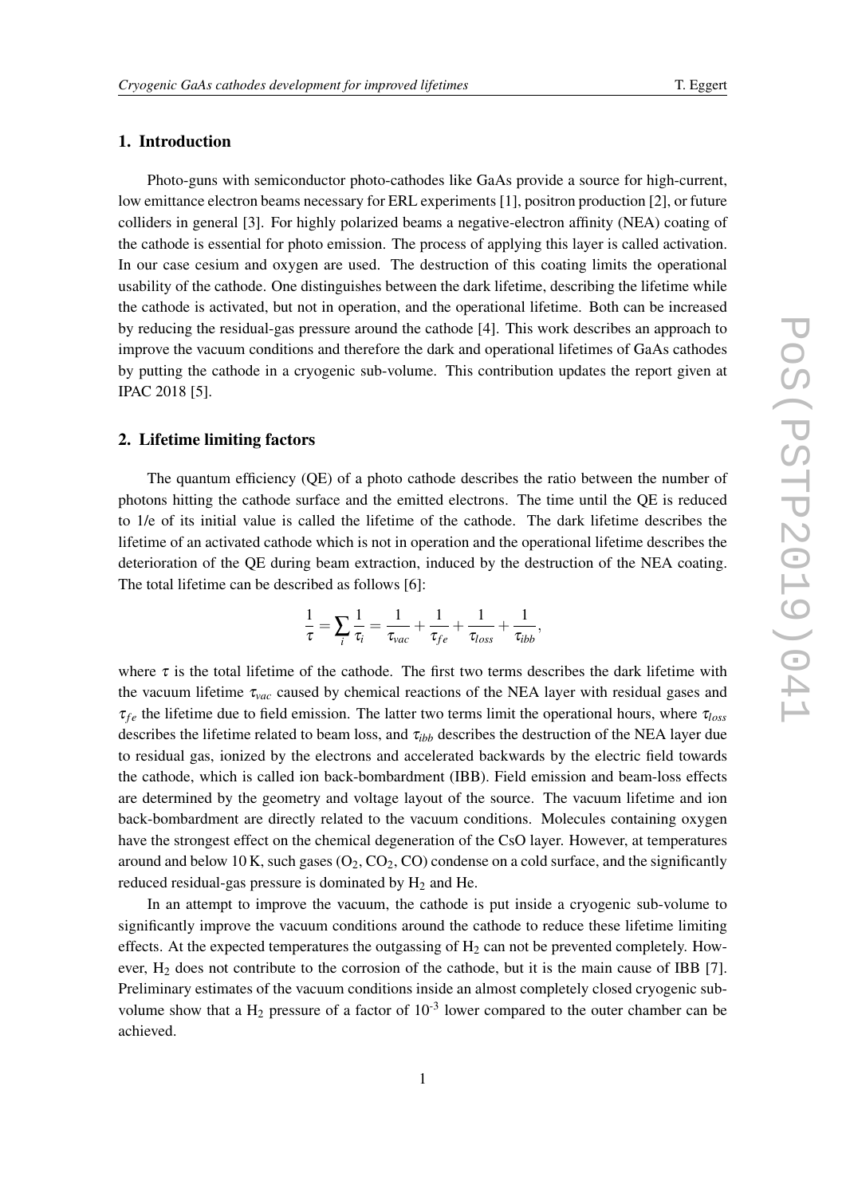## 1. Introduction

Photo-guns with semiconductor photo-cathodes like GaAs provide a source for high-current, low emittance electron beams necessary for ERL experiments [1], positron production [2], or future colliders in general [3]. For highly polarized beams a negative-electron affinity (NEA) coating of the cathode is essential for photo emission. The process of applying this layer is called activation. In our case cesium and oxygen are used. The destruction of this coating limits the operational usability of the cathode. One distinguishes between the dark lifetime, describing the lifetime while the cathode is activated, but not in operation, and the operational lifetime. Both can be increased by reducing the residual-gas pressure around the cathode [4]. This work describes an approach to improve the vacuum conditions and therefore the dark and operational lifetimes of GaAs cathodes by putting the cathode in a cryogenic sub-volume. This contribution updates the report given at IPAC 2018 [5].

## 2. Lifetime limiting factors

The quantum efficiency (QE) of a photo cathode describes the ratio between the number of photons hitting the cathode surface and the emitted electrons. The time until the QE is reduced to 1/e of its initial value is called the lifetime of the cathode. The dark lifetime describes the lifetime of an activated cathode which is not in operation and the operational lifetime describes the deterioration of the QE during beam extraction, induced by the destruction of the NEA coating. The total lifetime can be described as follows [6]:

$$\frac{1}{\tau} = \sum_i \frac{1}{\tau_i} = \frac{1}{\tau_{vac}} + \frac{1}{\tau_{fe}} + \frac{1}{\tau_{loss}} + \frac{1}{\tau_{ibb}},$$

where $\tau$ is the total lifetime of the cathode. The first two terms describes the dark lifetime with the vacuum lifetime $\tau_{vac}$ caused by chemical reactions of the NEA layer with residual gases and $\tau_{fe}$ the lifetime due to field emission. The latter two terms limit the operational hours, where $\tau_{loss}$ describes the lifetime related to beam loss, and $\tau_{ibb}$ describes the destruction of the NEA layer due to residual gas, ionized by the electrons and accelerated backwards by the electric field towards the cathode, which is called ion back-bombardment (IBB). Field emission and beam-loss effects are determined by the geometry and voltage layout of the source. The vacuum lifetime and ion back-bombardment are directly related to the vacuum conditions. Molecules containing oxygen have the strongest effect on the chemical degeneration of the CsO layer. However, at temperatures around and below 10 K, such gases ($O_2$, $CO_2$, CO) condense on a cold surface, and the significantly reduced residual-gas pressure is dominated by $H_2$ and He.

In an attempt to improve the vacuum, the cathode is put inside a cryogenic sub-volume to significantly improve the vacuum conditions around the cathode to reduce these lifetime limiting effects. At the expected temperatures the outgassing of $H_2$ can not be prevented completely. However, $H_2$ does not contribute to the corrosion of the cathode, but it is the main cause of IBB [7]. Preliminary estimates of the vacuum conditions inside an almost completely closed cryogenic sub-volume show that a $H_2$ pressure of a factor of $10^{-3}$ lower compared to the outer chamber can be achieved.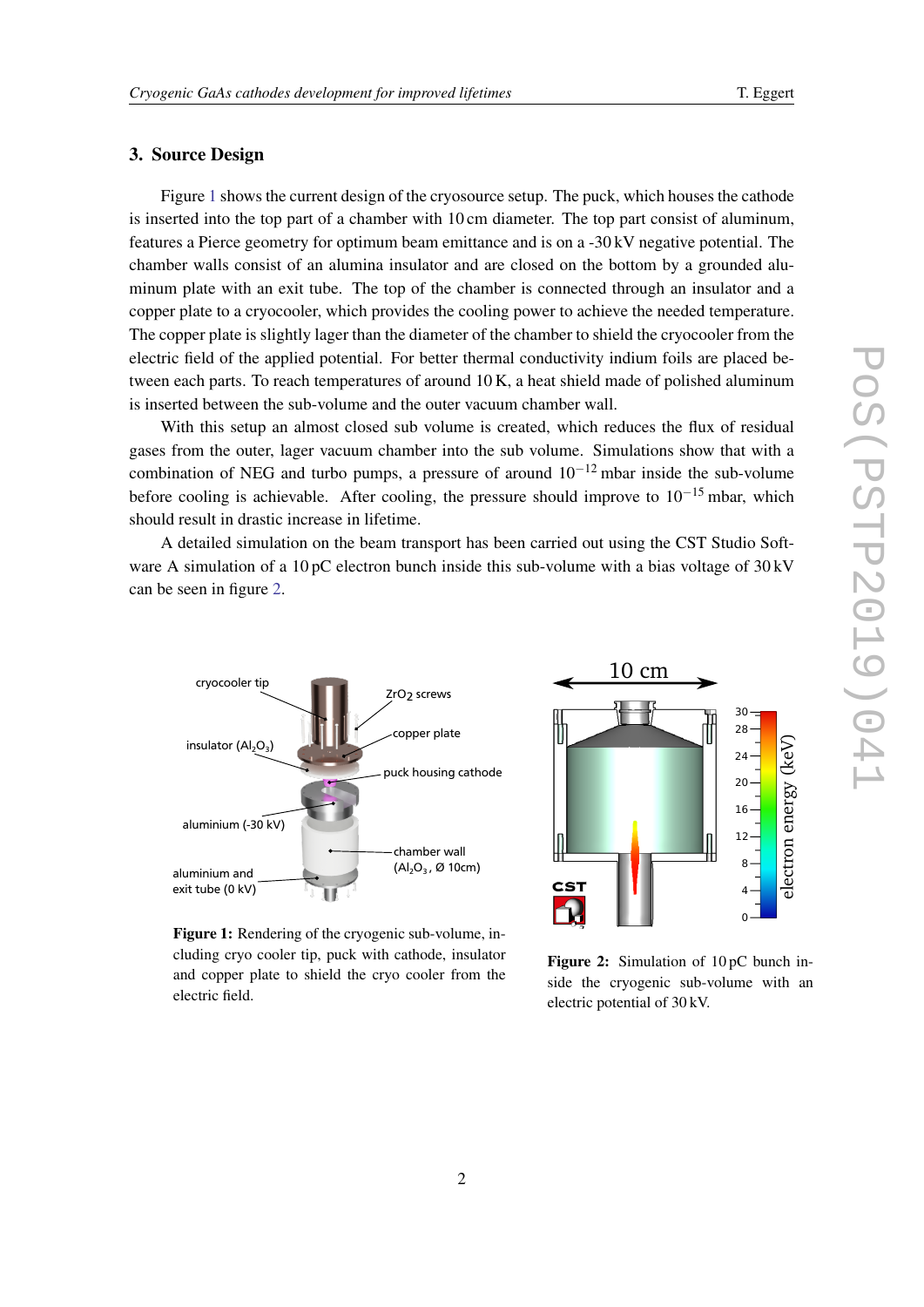## 3. Source Design

Figure 1 shows the current design of the cryosource setup. The puck, which houses the cathode is inserted into the top part of a chamber with 10 cm diameter. The top part consist of aluminum, features a Pierce geometry for optimum beam emittance and is on a -30 kV negative potential. The chamber walls consist of an alumina insulator and are closed on the bottom by a grounded aluminum plate with an exit tube. The top of the chamber is connected through an insulator and a copper plate to a cryocooler, which provides the cooling power to achieve the needed temperature. The copper plate is slightly lager than the diameter of the chamber to shield the cryocooler from the electric field of the applied potential. For better thermal conductivity indium foils are placed between each parts. To reach temperatures of around 10 K, a heat shield made of polished aluminum is inserted between the sub-volume and the outer vacuum chamber wall.

With this setup an almost closed sub volume is created, which reduces the flux of residual gases from the outer, lager vacuum chamber into the sub volume. Simulations show that with a combination of NEG and turbo pumps, a pressure of around $10^{-12}$ mbar inside the sub-volume before cooling is achievable. After cooling, the pressure should improve to $10^{-15}$ mbar, which should result in drastic increase in lifetime.

A detailed simulation on the beam transport has been carried out using the CST Studio Software A simulation of a 10 pC electron bunch inside this sub-volume with a bias voltage of 30 kV can be seen in figure 2.

**Figure 1:** Rendering of the cryogenic sub-volume, including cryo cooler tip, puck with cathode, insulator and copper plate to shield the cryo cooler from the electric field.

**Figure 2:** Simulation of 10 pC bunch inside the cryogenic sub-volume with an electric potential of 30 kV.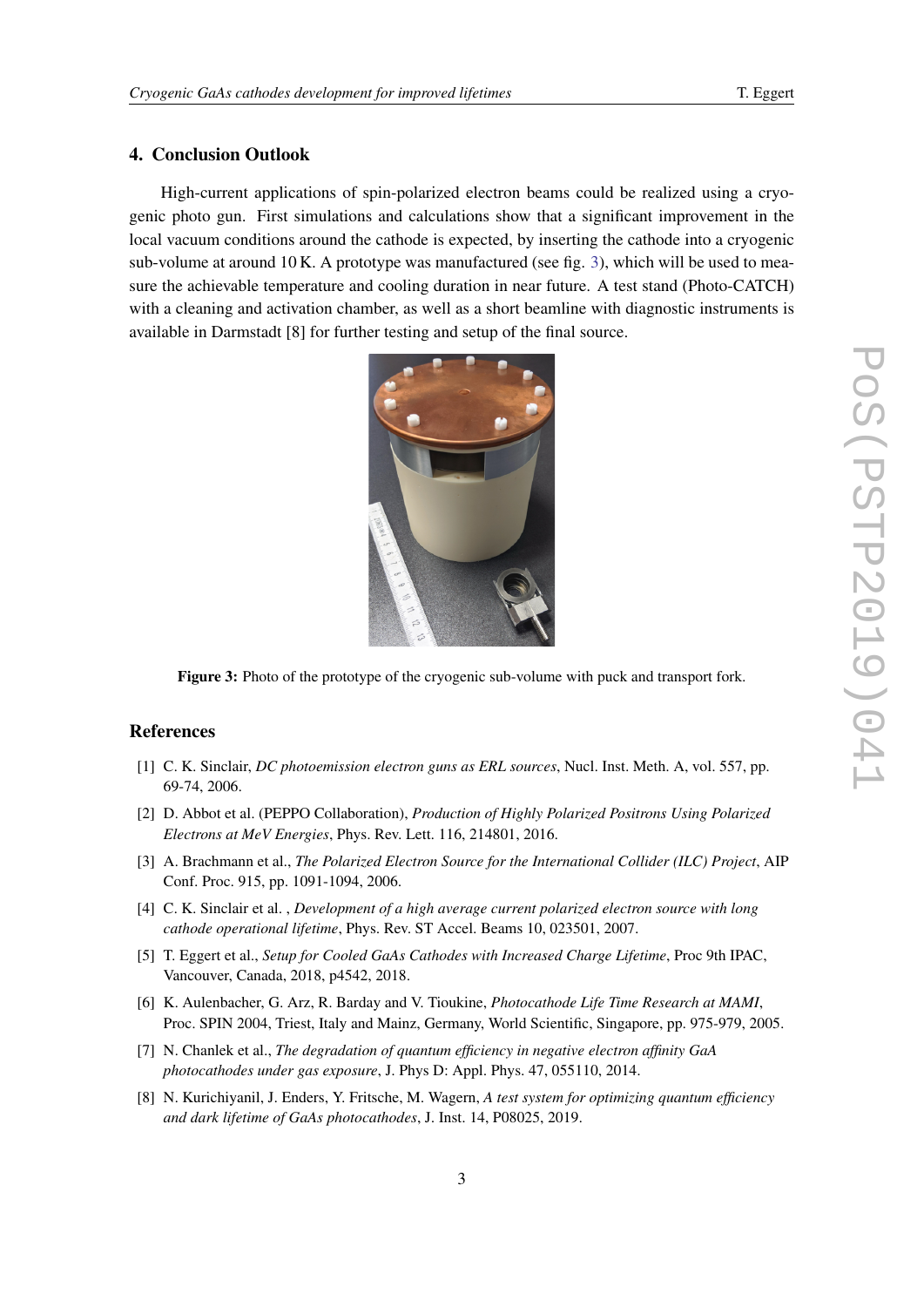## 4. Conclusion Outlook

High-current applications of spin-polarized electron beams could be realized using a cryogenic photo gun. First simulations and calculations show that a significant improvement in the local vacuum conditions around the cathode is expected, by inserting the cathode into a cryogenic sub-volume at around 10 K. A prototype was manufactured (see fig. 3), which will be used to measure the achievable temperature and cooling duration in near future. A test stand (Photo-CATCH) with a cleaning and activation chamber, as well as a short beamline with diagnostic instruments is available in Darmstadt [8] for further testing and setup of the final source.

**Figure 3:** Photo of the prototype of the cryogenic sub-volume with puck and transport fork.

## References

[1] C. K. Sinclair, *DC photoemission electron guns as ERL sources*, Nucl. Inst. Meth. A, vol. 557, pp. 69-74, 2006.

[2] D. Abbot et al. (PEPPO Collaboration), *Production of Highly Polarized Positrons Using Polarized Electrons at MeV Energies*, Phys. Rev. Lett. 116, 214801, 2016.

[3] A. Brachmann et al., *The Polarized Electron Source for the International Collider (ILC) Project*, AIP Conf. Proc. 915, pp. 1091-1094, 2006.

[4] C. K. Sinclair et al. , *Development of a high average current polarized electron source with long cathode operational lifetime*, Phys. Rev. ST Accel. Beams 10, 023501, 2007.

[5] T. Eggert et al., *Setup for Cooled GaAs Cathodes with Increased Charge Lifetime*, Proc 9th IPAC, Vancouver, Canada, 2018, p4542, 2018.

[6] K. Aulenbacher, G. Arz, R. Barday and V. Tioukine, *Photocathode Life Time Research at MAMI*, Proc. SPIN 2004, Triest, Italy and Mainz, Germany, World Scientific, Singapore, pp. 975-979, 2005.

[7] N. Chanlek et al., *The degradation of quantum efficiency in negative electron affinity GaA photocathodes under gas exposure*, J. Phys D: Appl. Phys. 47, 055110, 2014.

[8] N. Kurichiyanil, J. Enders, Y. Fritsche, M. Wagern, *A test system for optimizing quantum efficiency and dark lifetime of GaAs photocathodes*, J. Inst. 14, P08025, 2019.